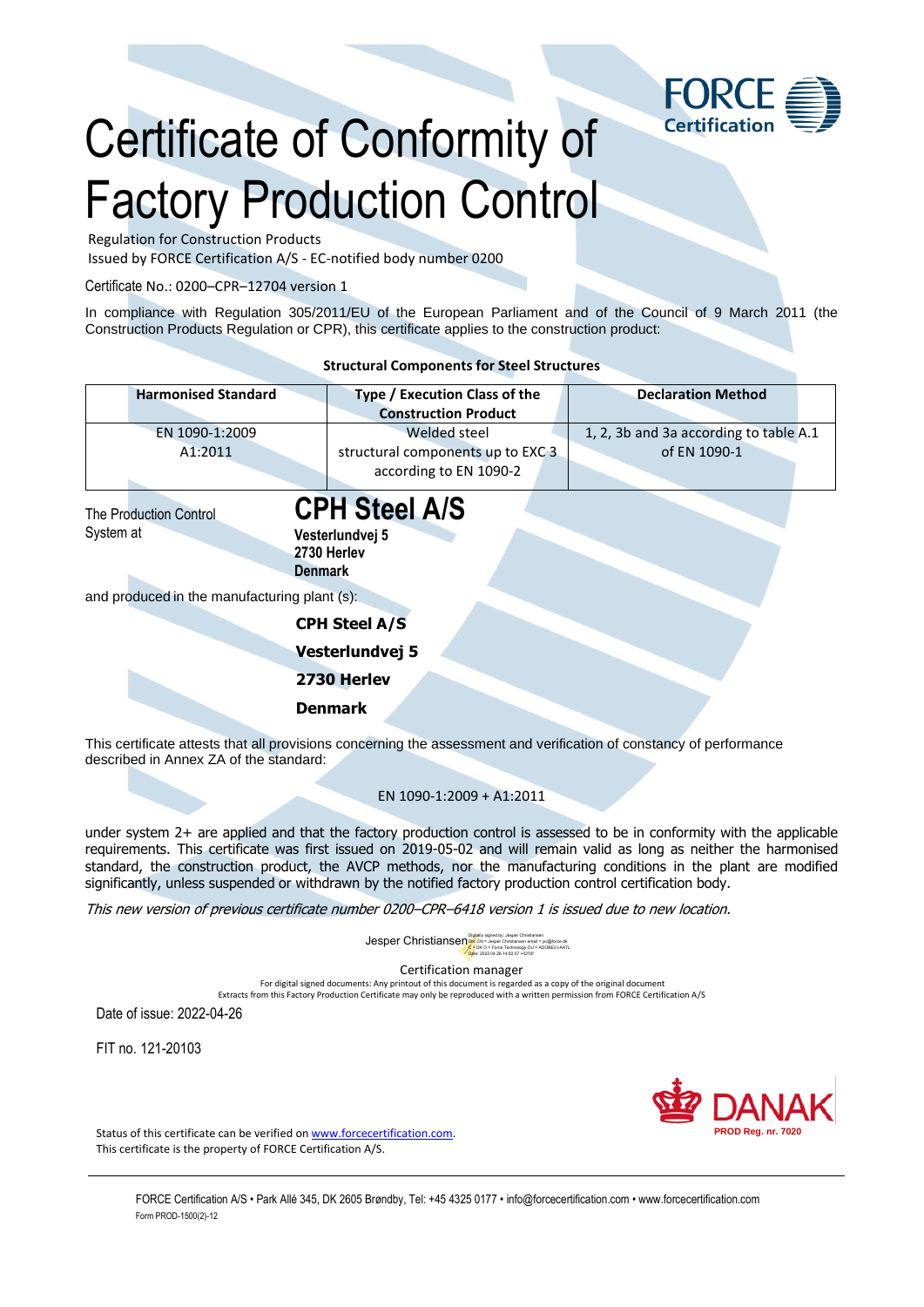# Certificate of Conformity of Factory Production Control

Regulation for Construction Products

Issued by FORCE Certification A/S - EC-notified body number 0200

Certificate No.: 0200–CPR–12704 version 1

In compliance with Regulation 305/2011/EU of the European Parliament and of the Council of 9 March 2011 (the Construction Products Regulation or CPR), this certificate applies to the construction product:

**Structural Components for Steel Structures**

| Harmonised Standard | Type / Execution Class of the Construction Product | Declaration Method |
|---|---|---|
| EN 1090-1:2009 A1:2011 | Welded steel structural components up to EXC 3 according to EN 1090-2 | 1, 2, 3b and 3a according to table A.1 of EN 1090-1 |

The Production Control System at

**CPH Steel A/S**
**Vesterlundvej 5**
**2730 Herlev**
**Denmark**

and produced in the manufacturing plant (s):

**CPH Steel A/S**
**Vesterlundvej 5**
**2730 Herlev**
**Denmark**

This certificate attests that all provisions concerning the assessment and verification of constancy of performance described in Annex ZA of the standard:

EN 1090-1:2009 + A1:2011

under system 2+ are applied and that the factory production control is assessed to be in conformity with the applicable requirements. This certificate was first issued on 2019-05-02 and will remain valid as long as neither the harmonised standard, the construction product, the AVCP methods, nor the manufacturing conditions in the plant are modified significantly, unless suspended or withdrawn by the notified factory production control certification body.

*This new version of previous certificate number 0200–CPR–6418 version 1 is issued due to new location.*

Jesper Christiansen

Certification manager

For digital signed documents: Any printout of this document is regarded as a copy of the original document

Extracts from this Factory Production Certificate may only be reproduced with a written permission from FORCE Certification A/S

Date of issue: 2022-04-26

FIT no. 121-20103

DANAK PROD Reg. nr. 7020

Status of this certificate can be verified on www.forcecertification.com.

This certificate is the property of FORCE Certification A/S.

FORCE Certification A/S • Park Allé 345, DK 2605 Brøndby, Tel: +45 4325 0177 • info@forcecertification.com • www.forcecertification.com

Form PROD-1500(2)-12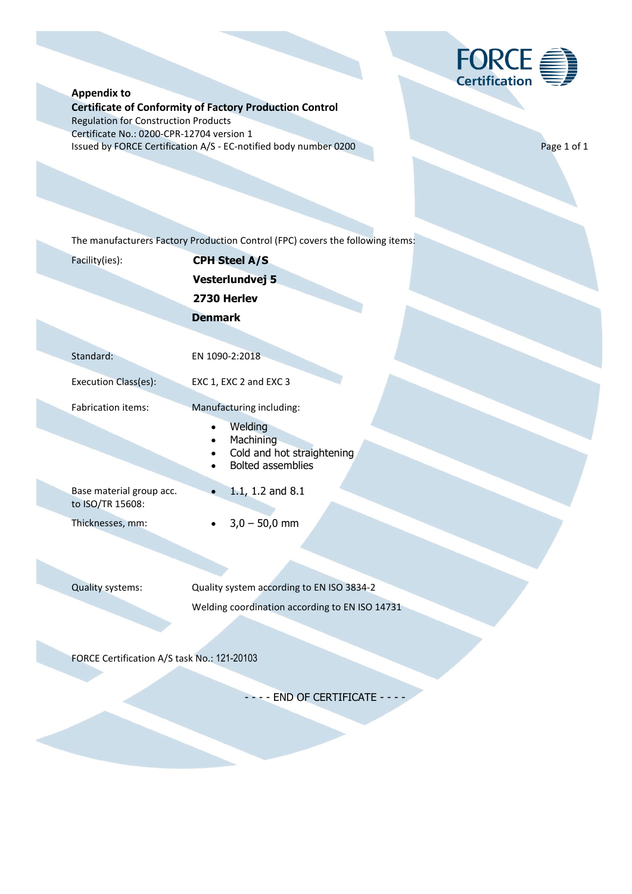**Appendix to**

**Certificate of Conformity of Factory Production Control**

Regulation for Construction Products

Certificate No.: 0200-CPR-12704 version 1

Issued by FORCE Certification A/S - EC-notified body number 0200

The manufacturers Factory Production Control (FPC) covers the following items:

| | |
|---|---|
| Facility(ies): | **CPH Steel A/S**<br>**Vesterlundvej 5**<br>**2730 Herlev**<br>**Denmark** |
| Standard: | EN 1090-2:2018 |
| Execution Class(es): | EXC 1, EXC 2 and EXC 3 |
| Fabrication items: | Manufacturing including:<br>• Welding<br>• Machining<br>• Cold and hot straightening<br>• Bolted assemblies |
| Base material group acc. to ISO/TR 15608: | • 1.1, 1.2 and 8.1 |
| Thicknesses, mm: | • 3,0 – 50,0 mm |
| Quality systems: | Quality system according to EN ISO 3834-2<br>Welding coordination according to EN ISO 14731 |

FORCE Certification A/S task No.: 121-20103

- - - - END OF CERTIFICATE - - - -